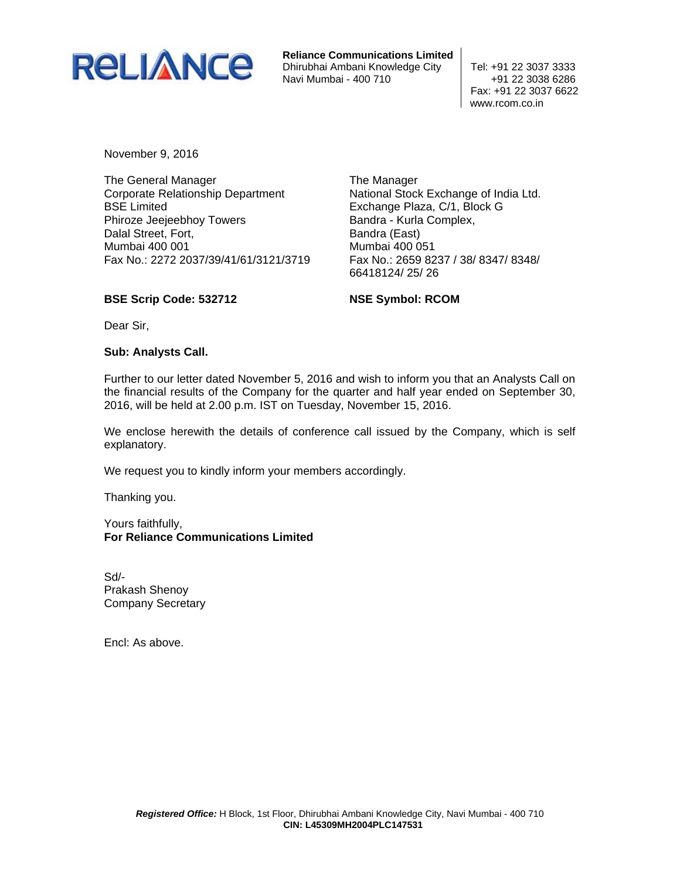**Reliance Communications Limited**
Dhirubhai Ambani Knowledge City
Navi Mumbai - 400 710

Tel: +91 22 3037 3333
+91 22 3038 6286
Fax: +91 22 3037 6622
www.rcom.co.in

November 9, 2016

The General Manager
Corporate Relationship Department
BSE Limited
Phiroze Jeejeebhoy Towers
Dalal Street, Fort,
Mumbai 400 001
Fax No.: 2272 2037/39/41/61/3121/3719

The Manager
National Stock Exchange of India Ltd.
Exchange Plaza, C/1, Block G
Bandra - Kurla Complex,
Bandra (East)
Mumbai 400 051
Fax No.: 2659 8237 / 38/ 8347/ 8348/ 66418124/ 25/ 26

**BSE Scrip Code: 532712**

**NSE Symbol: RCOM**

Dear Sir,

**Sub: Analysts Call.**

Further to our letter dated November 5, 2016 and wish to inform you that an Analysts Call on the financial results of the Company for the quarter and half year ended on September 30, 2016, will be held at 2.00 p.m. IST on Tuesday, November 15, 2016.

We enclose herewith the details of conference call issued by the Company, which is self explanatory.

We request you to kindly inform your members accordingly.

Thanking you.

Yours faithfully,
**For Reliance Communications Limited**

Sd/-
Prakash Shenoy
Company Secretary

Encl: As above.

***Registered Office:*** H Block, 1st Floor, Dhirubhai Ambani Knowledge City, Navi Mumbai - 400 710
**CIN: L45309MH2004PLC147531**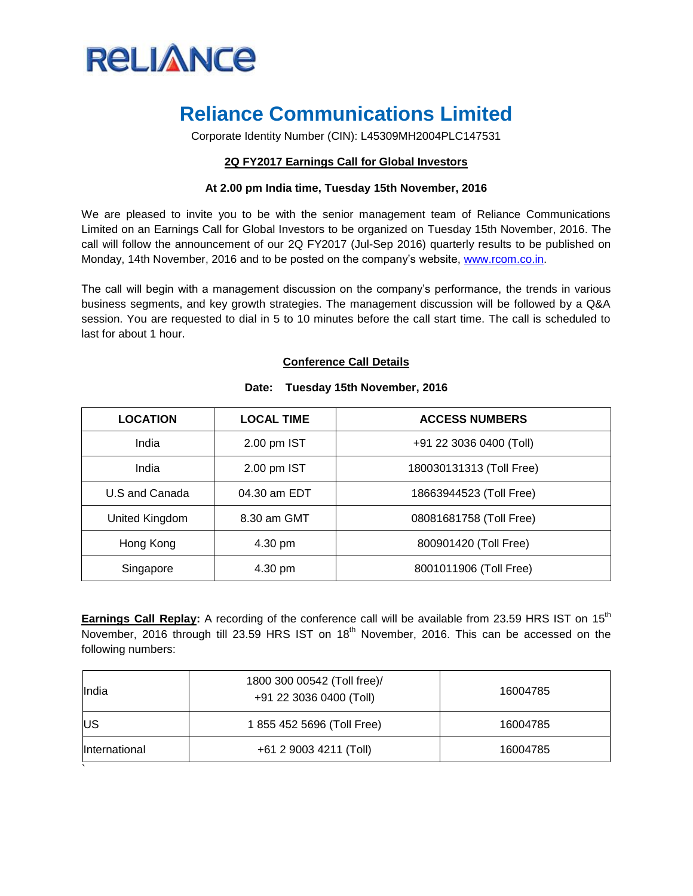RELIANCE

# Reliance Communications Limited

Corporate Identity Number (CIN): L45309MH2004PLC147531

**2Q FY2017 Earnings Call for Global Investors**

**At 2.00 pm India time, Tuesday 15th November, 2016**

We are pleased to invite you to be with the senior management team of Reliance Communications Limited on an Earnings Call for Global Investors to be organized on Tuesday 15th November, 2016. The call will follow the announcement of our 2Q FY2017 (Jul-Sep 2016) quarterly results to be published on Monday, 14th November, 2016 and to be posted on the company's website, www.rcom.co.in.

The call will begin with a management discussion on the company's performance, the trends in various business segments, and key growth strategies. The management discussion will be followed by a Q&A session. You are requested to dial in 5 to 10 minutes before the call start time. The call is scheduled to last for about 1 hour.

**Conference Call Details**

**Date: Tuesday 15th November, 2016**

| LOCATION | LOCAL TIME | ACCESS NUMBERS |
|---|---|---|
| India | 2.00 pm IST | +91 22 3036 0400 (Toll) |
| India | 2.00 pm IST | 180030131313 (Toll Free) |
| U.S and Canada | 04.30 am EDT | 18663944523 (Toll Free) |
| United Kingdom | 8.30 am GMT | 08081681758 (Toll Free) |
| Hong Kong | 4.30 pm | 800901420 (Toll Free) |
| Singapore | 4.30 pm | 8001011906 (Toll Free) |

**Earnings Call Replay:** A recording of the conference call will be available from 23.59 HRS IST on 15th November, 2016 through till 23.59 HRS IST on 18th November, 2016. This can be accessed on the following numbers:

| | | |
|---|---|---|
| India | 1800 300 00542 (Toll free)/ +91 22 3036 0400 (Toll) | 16004785 |
| US | 1 855 452 5696 (Toll Free) | 16004785 |
| International | +61 2 9003 4211 (Toll) | 16004785 |